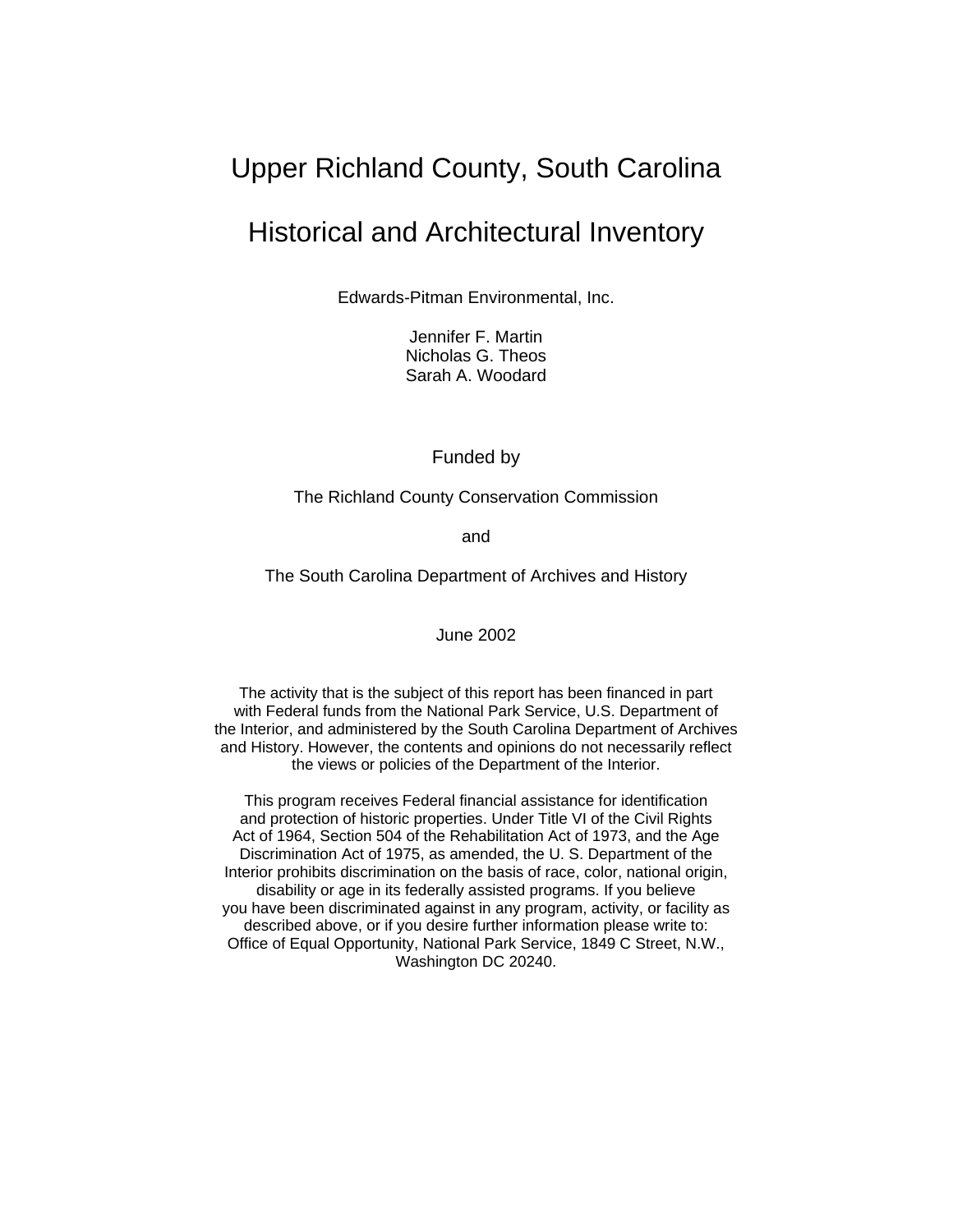# Upper Richland County, South Carolina

# Historical and Architectural Inventory

Edwards-Pitman Environmental, Inc.

Jennifer F. Martin
Nicholas G. Theos
Sarah A. Woodard

Funded by

The Richland County Conservation Commission

and

The South Carolina Department of Archives and History

June 2002

The activity that is the subject of this report has been financed in part with Federal funds from the National Park Service, U.S. Department of the Interior, and administered by the South Carolina Department of Archives and History. However, the contents and opinions do not necessarily reflect the views or policies of the Department of the Interior.

This program receives Federal financial assistance for identification and protection of historic properties. Under Title VI of the Civil Rights Act of 1964, Section 504 of the Rehabilitation Act of 1973, and the Age Discrimination Act of 1975, as amended, the U. S. Department of the Interior prohibits discrimination on the basis of race, color, national origin, disability or age in its federally assisted programs. If you believe you have been discriminated against in any program, activity, or facility as described above, or if you desire further information please write to: Office of Equal Opportunity, National Park Service, 1849 C Street, N.W., Washington DC 20240.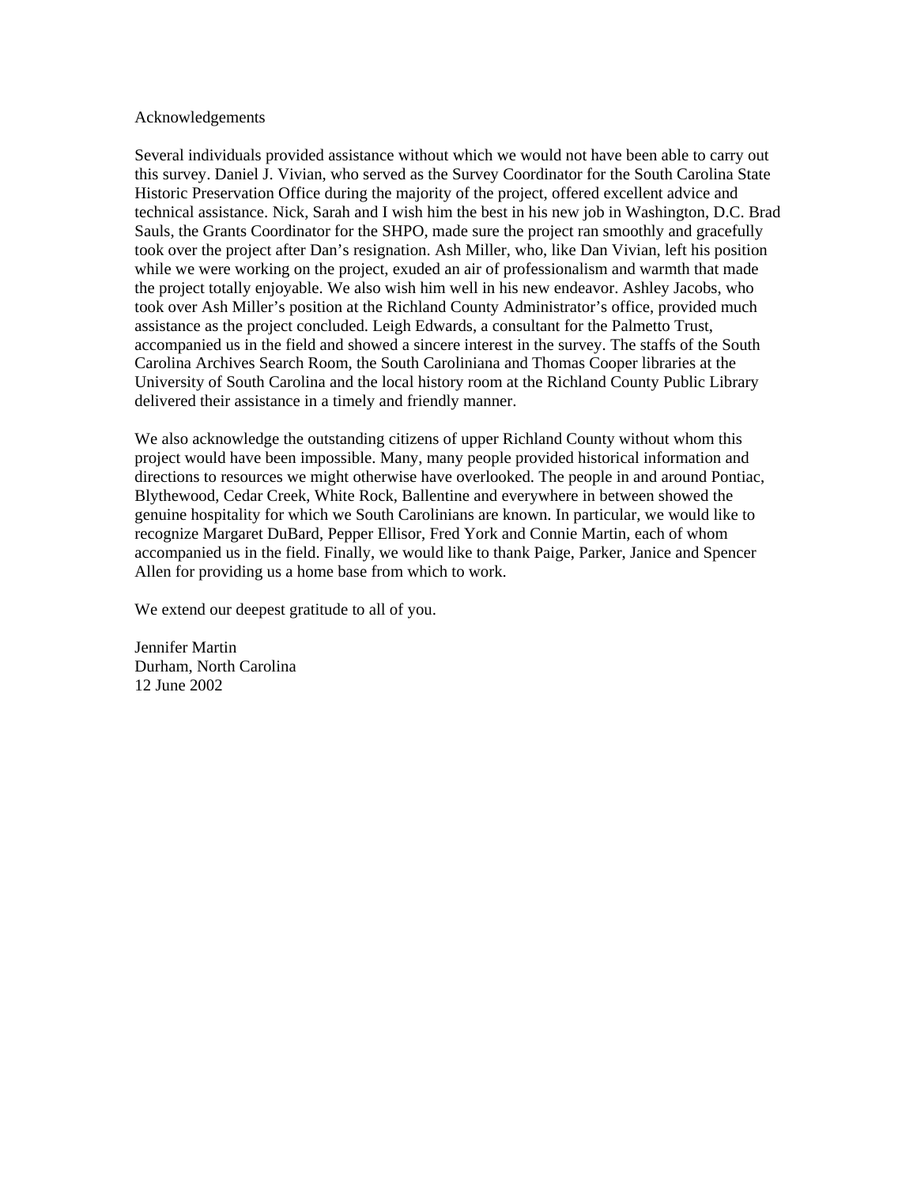# Acknowledgements

Several individuals provided assistance without which we would not have been able to carry out this survey. Daniel J. Vivian, who served as the Survey Coordinator for the South Carolina State Historic Preservation Office during the majority of the project, offered excellent advice and technical assistance. Nick, Sarah and I wish him the best in his new job in Washington, D.C. Brad Sauls, the Grants Coordinator for the SHPO, made sure the project ran smoothly and gracefully took over the project after Dan's resignation. Ash Miller, who, like Dan Vivian, left his position while we were working on the project, exuded an air of professionalism and warmth that made the project totally enjoyable. We also wish him well in his new endeavor. Ashley Jacobs, who took over Ash Miller's position at the Richland County Administrator's office, provided much assistance as the project concluded. Leigh Edwards, a consultant for the Palmetto Trust, accompanied us in the field and showed a sincere interest in the survey. The staffs of the South Carolina Archives Search Room, the South Caroliniana and Thomas Cooper libraries at the University of South Carolina and the local history room at the Richland County Public Library delivered their assistance in a timely and friendly manner.

We also acknowledge the outstanding citizens of upper Richland County without whom this project would have been impossible. Many, many people provided historical information and directions to resources we might otherwise have overlooked. The people in and around Pontiac, Blythewood, Cedar Creek, White Rock, Ballentine and everywhere in between showed the genuine hospitality for which we South Carolinians are known. In particular, we would like to recognize Margaret DuBard, Pepper Ellisor, Fred York and Connie Martin, each of whom accompanied us in the field. Finally, we would like to thank Paige, Parker, Janice and Spencer Allen for providing us a home base from which to work.

We extend our deepest gratitude to all of you.

Jennifer Martin
Durham, North Carolina
12 June 2002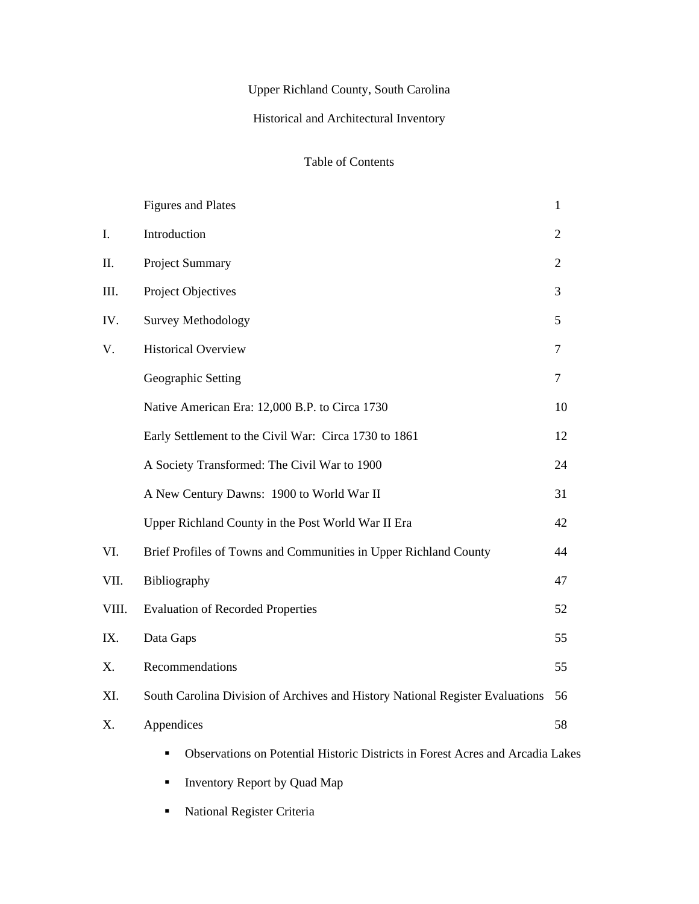Upper Richland County, South Carolina

Historical and Architectural Inventory

Table of Contents

| | | |
|---|---|---|
| | Figures and Plates | 1 |
| I. | Introduction | 2 |
| II. | Project Summary | 2 |
| III. | Project Objectives | 3 |
| IV. | Survey Methodology | 5 |
| V. | Historical Overview | 7 |
| | Geographic Setting | 7 |
| | Native American Era: 12,000 B.P. to Circa 1730 | 10 |
| | Early Settlement to the Civil War: Circa 1730 to 1861 | 12 |
| | A Society Transformed: The Civil War to 1900 | 24 |
| | A New Century Dawns: 1900 to World War II | 31 |
| | Upper Richland County in the Post World War II Era | 42 |
| VI. | Brief Profiles of Towns and Communities in Upper Richland County | 44 |
| VII. | Bibliography | 47 |
| VIII. | Evaluation of Recorded Properties | 52 |
| IX. | Data Gaps | 55 |
| X. | Recommendations | 55 |
| XI. | South Carolina Division of Archives and History National Register Evaluations | 56 |
| X. | Appendices | 58 |

- Observations on Potential Historic Districts in Forest Acres and Arcadia Lakes
- Inventory Report by Quad Map
- National Register Criteria